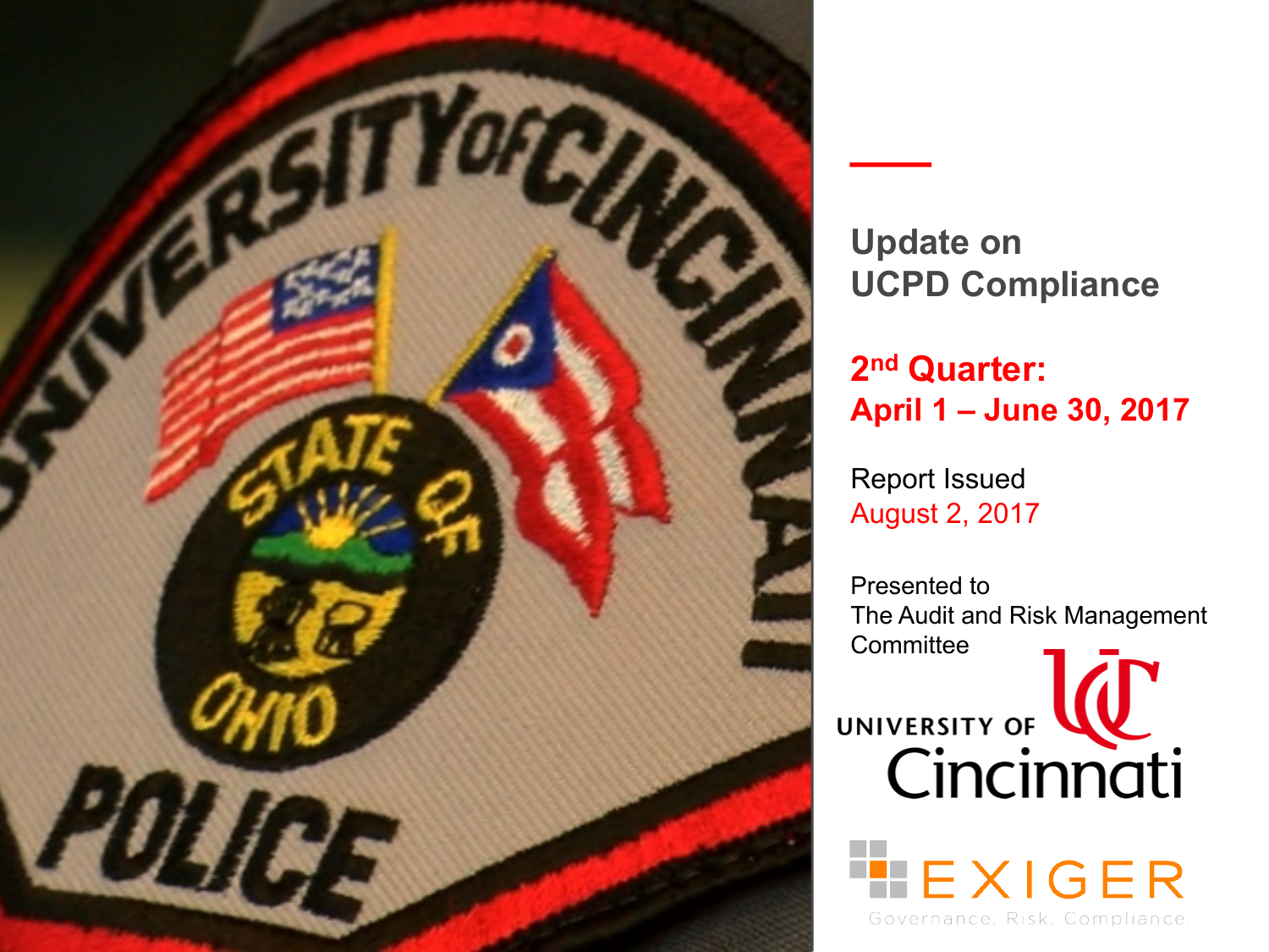# Update on UCPD Compliance

## 2nd Quarter: April 1 – June 30, 2017

Report Issued
August 2, 2017

Presented to
The Audit and Risk Management Committee

UNIVERSITY OF Cincinnati

EXIGER
Governance. Risk. Compliance.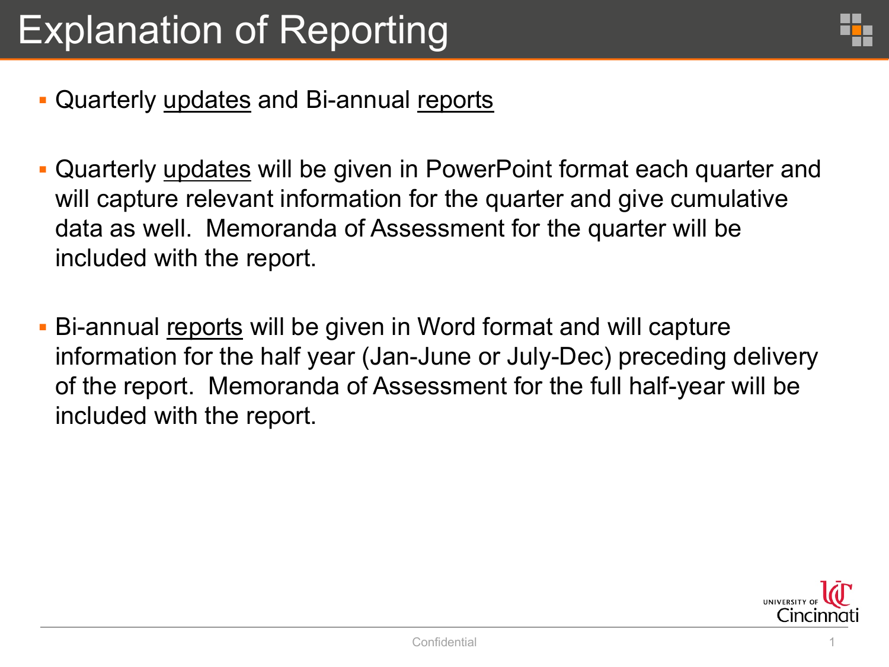# Explanation of Reporting

- Quarterly <u>updates</u> and Bi-annual <u>reports</u>

- Quarterly <u>updates</u> will be given in PowerPoint format each quarter and will capture relevant information for the quarter and give cumulative data as well. Memoranda of Assessment for the quarter will be included with the report.

- Bi-annual <u>reports</u> will be given in Word format and will capture information for the half year (Jan-June or July-Dec) preceding delivery of the report. Memoranda of Assessment for the full half-year will be included with the report.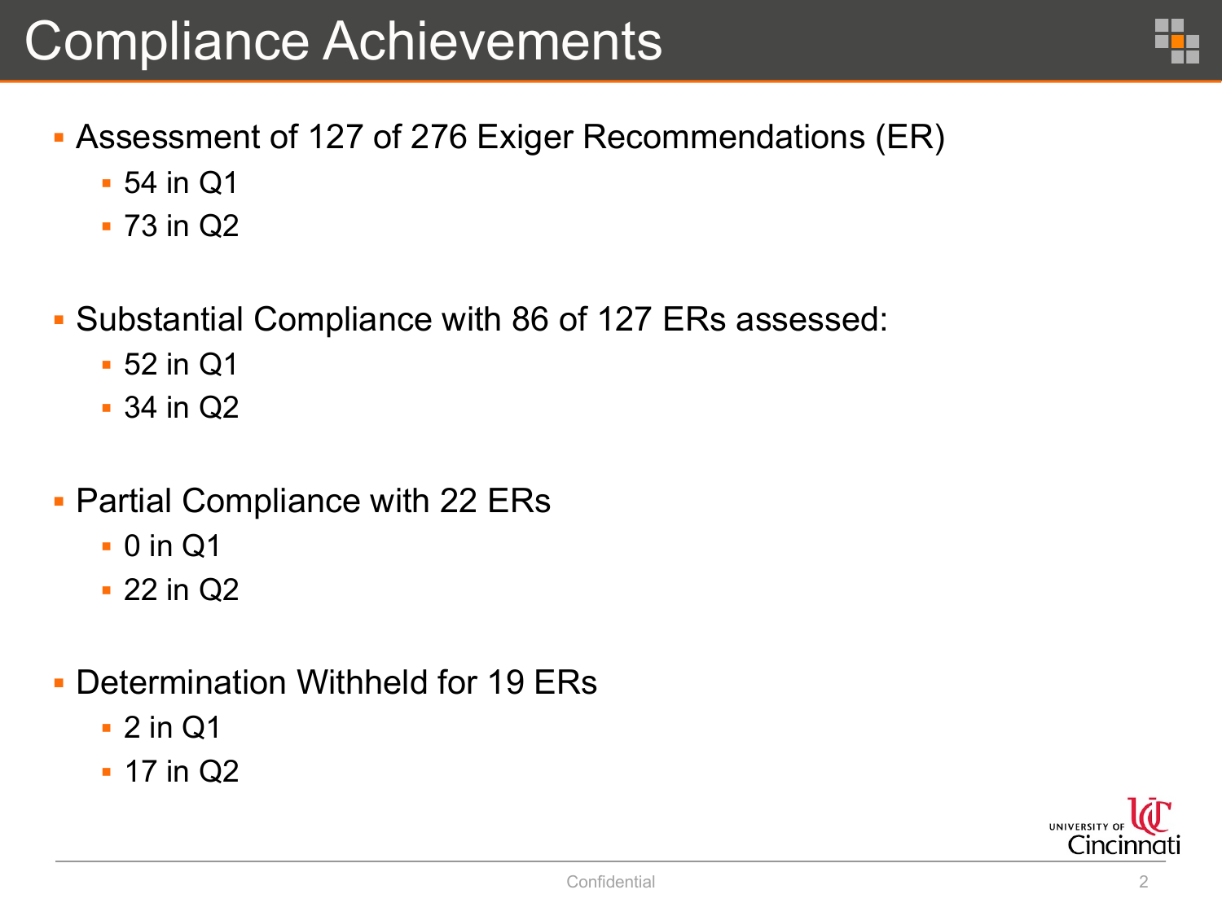# Compliance Achievements

- Assessment of 127 of 276 Exiger Recommendations (ER)
  - 54 in Q1
  - 73 in Q2
- Substantial Compliance with 86 of 127 ERs assessed:
  - 52 in Q1
  - 34 in Q2
- Partial Compliance with 22 ERs
  - 0 in Q1
  - 22 in Q2
- Determination Withheld for 19 ERs
  - 2 in Q1
  - 17 in Q2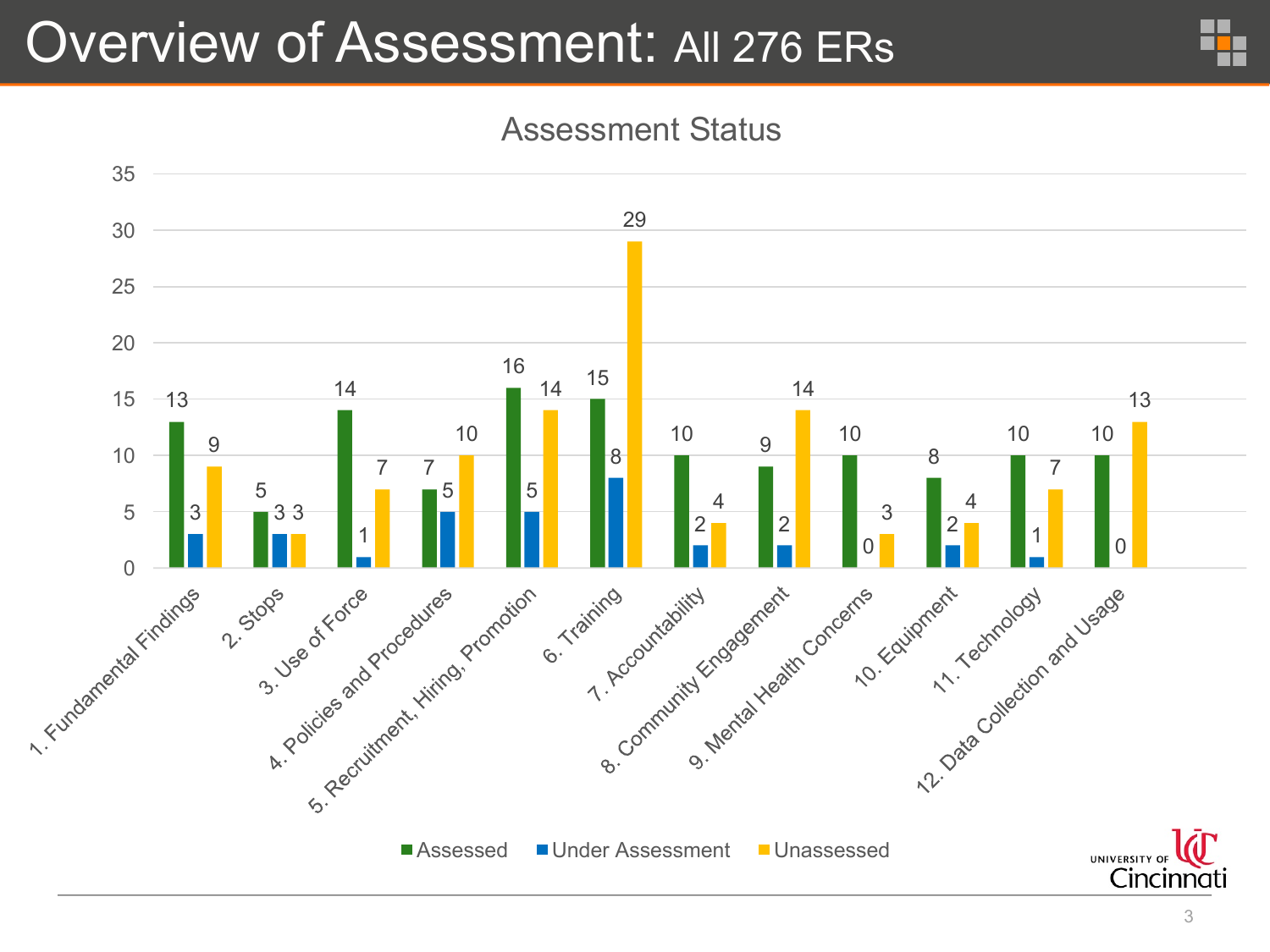# Overview of Assessment: All 276 ERs

## Assessment Status

| Category | Assessed | Under Assessment | Unassessed |
|---|---|---|---|
| 1. Fundamental Findings | 13 | 3 | 9 |
| 2. Stops | 5 | 3 | 3 |
| 3. Use of Force | 14 | 1 | 7 |
| 4. Policies and Procedures | 7 | 5 | 10 |
| 5. Recruitment, Hiring, Promotion | 16 | 5 | 14 |
| 6. Training | 15 | 8 | 29 |
| 7. Accountability | 10 | 2 | 4 |
| 8. Community Engagement | 9 | 2 | 14 |
| 9. Mental Health Concerns | 10 | 0 | 3 |
| 10. Equipment | 8 | 2 | 4 |
| 11. Technology | 10 | 1 | 7 |
| 12. Data Collection and Usage | 10 | 0 | 13 |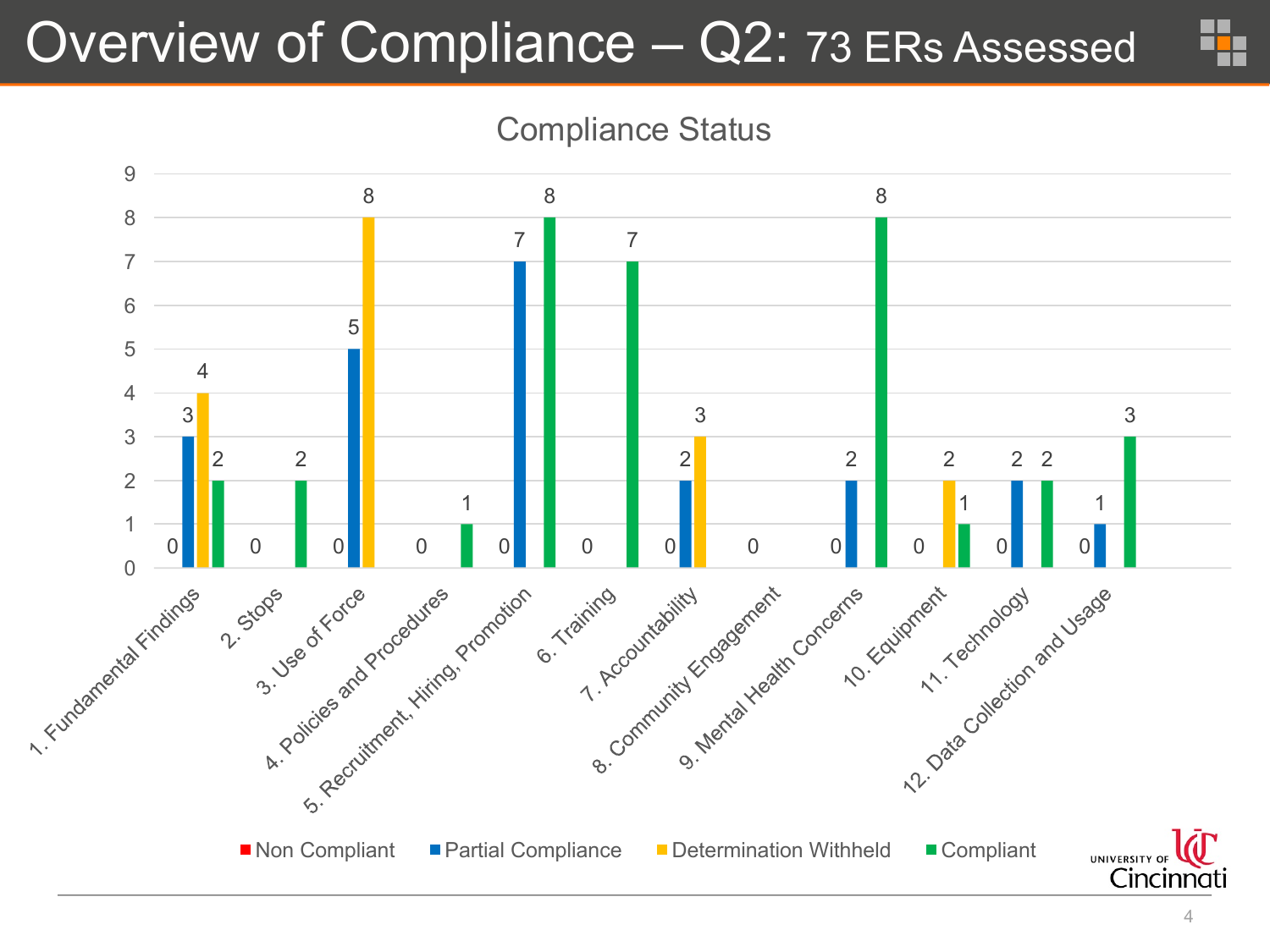# Overview of Compliance – Q2: 73 ERs Assessed

## Compliance Status

| Category | Non Compliant | Partial Compliance | Determination Withheld | Compliant |
|---|---|---|---|---|
| 1. Fundamental Findings | 0 | 3 | 4 | 2 |
| 2. Stops | 0 | | | 2 |
| 3. Use of Force | 0 | 5 | 8 | |
| 4. Policies and Procedures | 0 | | | 1 |
| 5. Recruitment, Hiring, Promotion | 0 | 7 | | 8 |
| 6. Training | 0 | | | 7 |
| 7. Accountability | 0 | 2 | 3 | |
| 8. Community Engagement | 0 | | | |
| 9. Mental Health Concerns | 0 | 2 | | 8 |
| 10. Equipment | 0 | | 2 | 1 |
| 11. Technology | 0 | 2 | | 2 |
| 12. Data Collection and Usage | 0 | 1 | | 3 |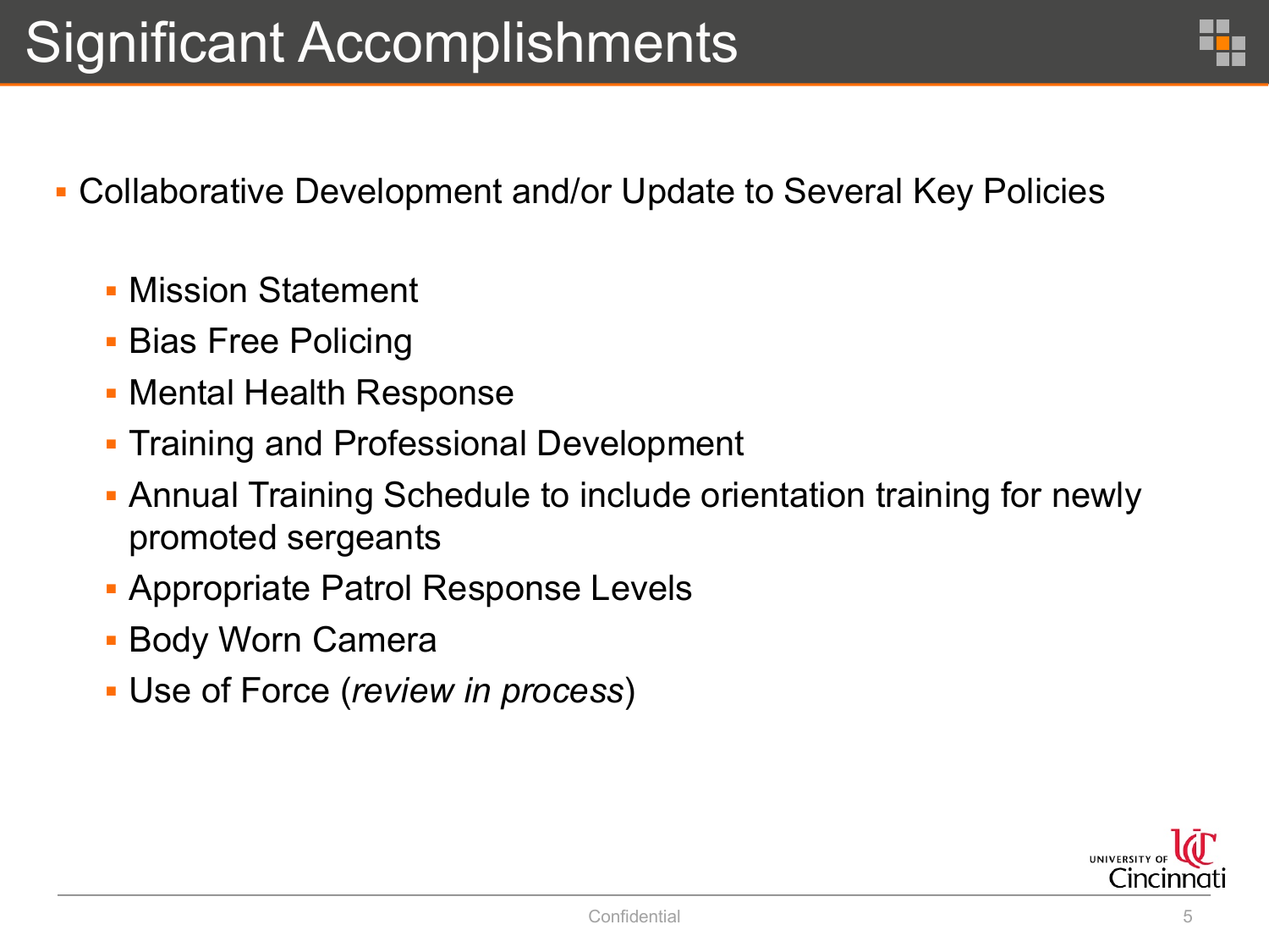# Significant Accomplishments

- Collaborative Development and/or Update to Several Key Policies
  - Mission Statement
  - Bias Free Policing
  - Mental Health Response
  - Training and Professional Development
  - Annual Training Schedule to include orientation training for newly promoted sergeants
  - Appropriate Patrol Response Levels
  - Body Worn Camera
  - Use of Force (*review in process*)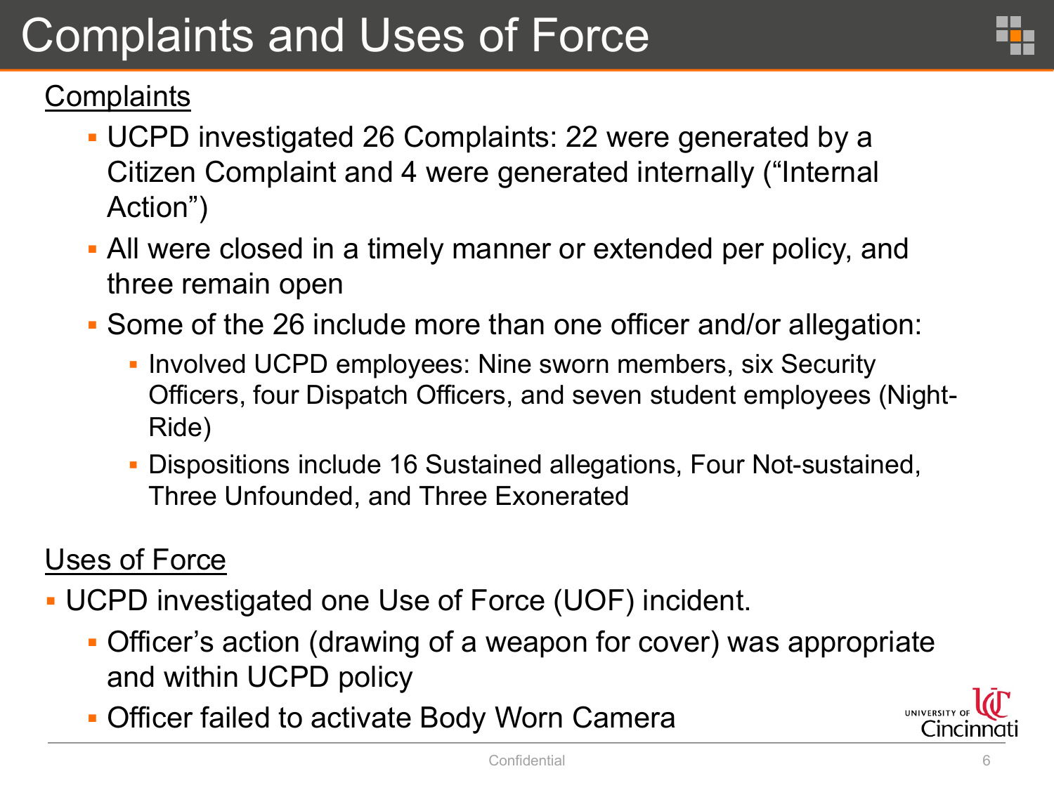# Complaints and Uses of Force

## Complaints

- UCPD investigated 26 Complaints: 22 were generated by a Citizen Complaint and 4 were generated internally (“Internal Action”)
- All were closed in a timely manner or extended per policy, and three remain open
- Some of the 26 include more than one officer and/or allegation:
  - Involved UCPD employees: Nine sworn members, six Security Officers, four Dispatch Officers, and seven student employees (Night-Ride)
  - Dispositions include 16 Sustained allegations, Four Not-sustained, Three Unfounded, and Three Exonerated

## Uses of Force

- UCPD investigated one Use of Force (UOF) incident.
  - Officer’s action (drawing of a weapon for cover) was appropriate and within UCPD policy
  - Officer failed to activate Body Worn Camera

Confidential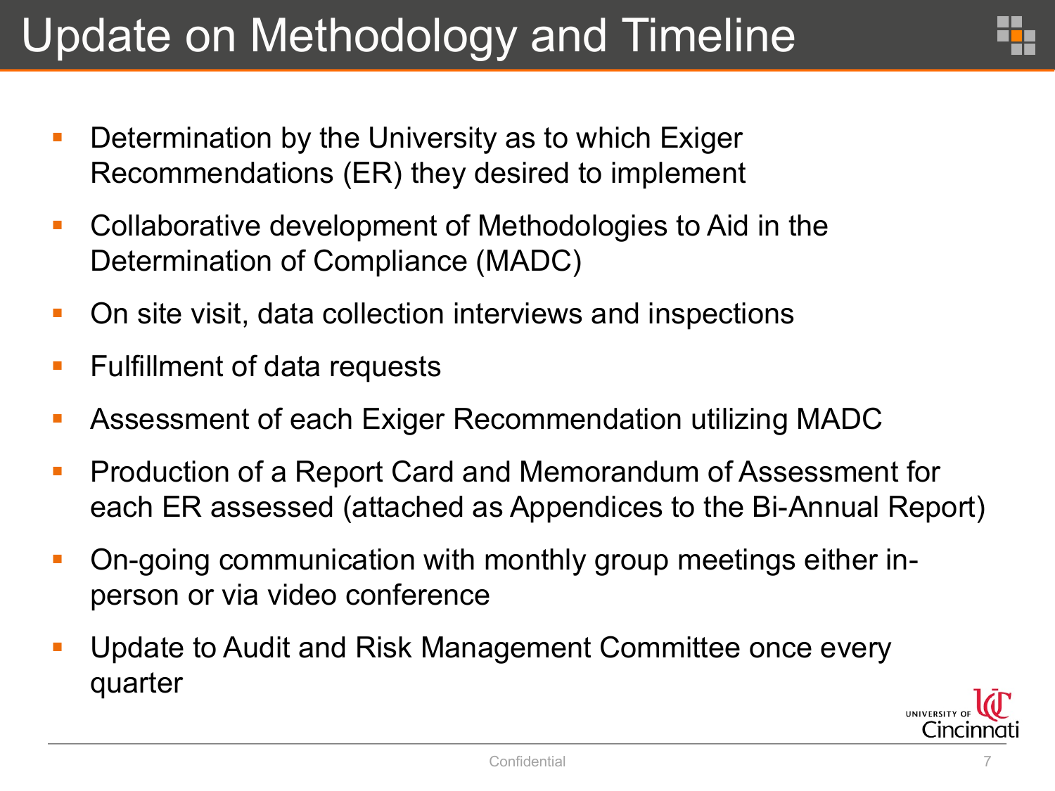# Update on Methodology and Timeline

- Determination by the University as to which Exiger Recommendations (ER) they desired to implement
- Collaborative development of Methodologies to Aid in the Determination of Compliance (MADC)
- On site visit, data collection interviews and inspections
- Fulfillment of data requests
- Assessment of each Exiger Recommendation utilizing MADC
- Production of a Report Card and Memorandum of Assessment for each ER assessed (attached as Appendices to the Bi-Annual Report)
- On-going communication with monthly group meetings either in-person or via video conference
- Update to Audit and Risk Management Committee once every quarter

Confidential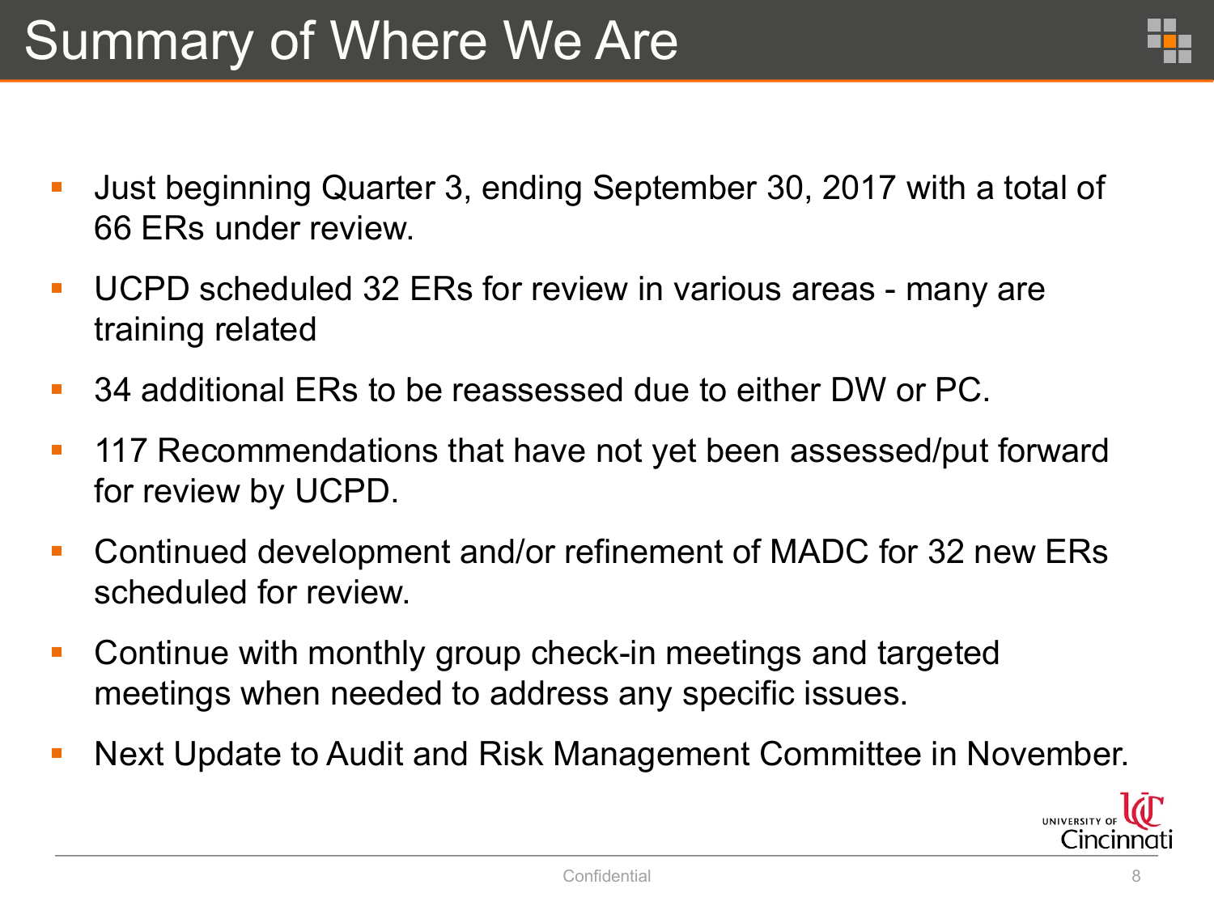# Summary of Where We Are

- Just beginning Quarter 3, ending September 30, 2017 with a total of 66 ERs under review.
- UCPD scheduled 32 ERs for review in various areas - many are training related
- 34 additional ERs to be reassessed due to either DW or PC.
- 117 Recommendations that have not yet been assessed/put forward for review by UCPD.
- Continued development and/or refinement of MADC for 32 new ERs scheduled for review.
- Continue with monthly group check-in meetings and targeted meetings when needed to address any specific issues.
- Next Update to Audit and Risk Management Committee in November.

Confidential